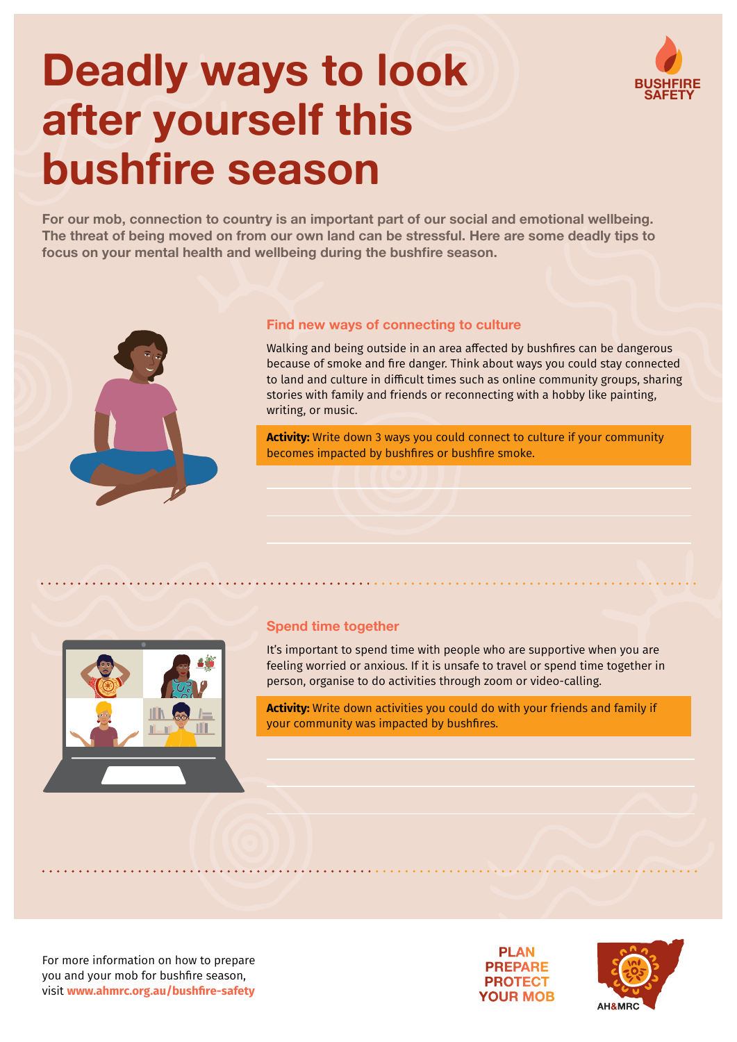# Deadly ways to look after yourself this bushfire season

BUSHFIRE SAFETY

**For our mob, connection to country is an important part of our social and emotional wellbeing. The threat of being moved on from our own land can be stressful. Here are some deadly tips to focus on your mental health and wellbeing during the bushfire season.**

## Find new ways of connecting to culture

Walking and being outside in an area affected by bushfires can be dangerous because of smoke and fire danger. Think about ways you could stay connected to land and culture in difficult times such as online community groups, sharing stories with family and friends or reconnecting with a hobby like painting, writing, or music.

**Activity:** Write down 3 ways you could connect to culture if your community becomes impacted by bushfires or bushfire smoke.

## Spend time together

It's important to spend time with people who are supportive when you are feeling worried or anxious. If it is unsafe to travel or spend time together in person, organise to do activities through zoom or video-calling.

**Activity:** Write down activities you could do with your friends and family if your community was impacted by bushfires.

For more information on how to prepare you and your mob for bushfire season, visit **www.ahmrc.org.au/bushfire-safety**

PLAN
PREPARE
PROTECT
YOUR MOB

AH&MRC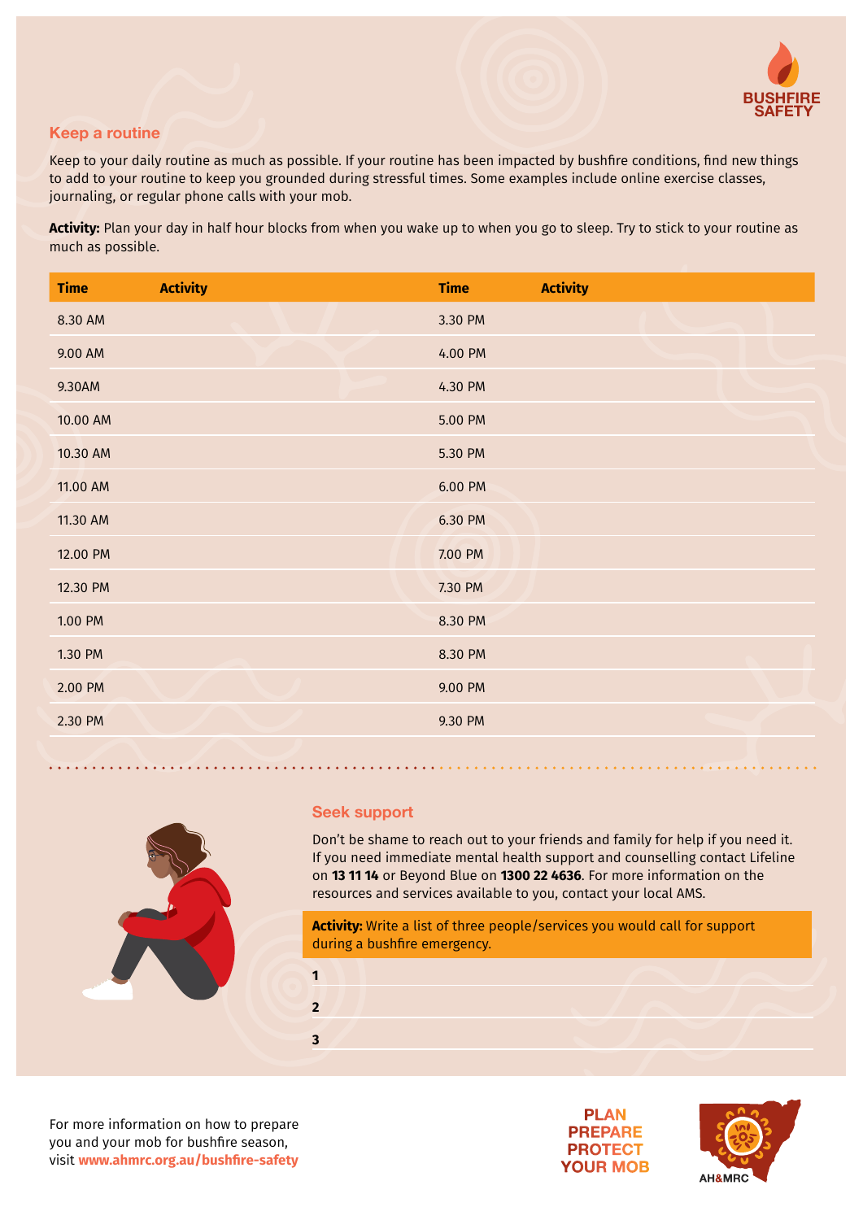BUSHFIRE SAFETY

## Keep a routine

Keep to your daily routine as much as possible. If your routine has been impacted by bushfire conditions, find new things to add to your routine to keep you grounded during stressful times. Some examples include online exercise classes, journaling, or regular phone calls with your mob.

**Activity:** Plan your day in half hour blocks from when you wake up to when you go to sleep. Try to stick to your routine as much as possible.

| Time | Activity | Time | Activity |
|---|---|---|---|
| 8.30 AM | | 3.30 PM | |
| 9.00 AM | | 4.00 PM | |
| 9.30AM | | 4.30 PM | |
| 10.00 AM | | 5.00 PM | |
| 10.30 AM | | 5.30 PM | |
| 11.00 AM | | 6.00 PM | |
| 11.30 AM | | 6.30 PM | |
| 12.00 PM | | 7.00 PM | |
| 12.30 PM | | 7.30 PM | |
| 1.00 PM | | 8.30 PM | |
| 1.30 PM | | 8.30 PM | |
| 2.00 PM | | 9.00 PM | |
| 2.30 PM | | 9.30 PM | |

## Seek support

Don't be shame to reach out to your friends and family for help if you need it. If you need immediate mental health support and counselling contact Lifeline on **13 11 14** or Beyond Blue on **1300 22 4636**. For more information on the resources and services available to you, contact your local AMS.

**Activity:** Write a list of three people/services you would call for support during a bushfire emergency.

**1**

**2**

**3**

For more information on how to prepare you and your mob for bushfire season, visit **www.ahmrc.org.au/bushfire-safety**

PLAN PREPARE PROTECT YOUR MOB

AH&MRC